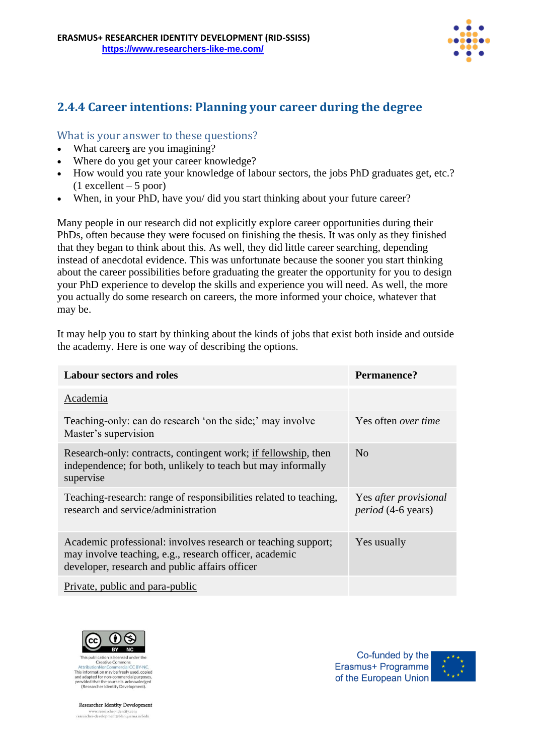## 2.4.4 Career intentions: Planning your career during the degree

### What is your answer to these questions?

- What career**s** are you imagining?
- Where do you get your career knowledge?
- How would you rate your knowledge of labour sectors, the jobs PhD graduates get, etc.? (1 excellent – 5 poor)
- When, in your PhD, have you/ did you start thinking about your future career?

Many people in our research did not explicitly explore career opportunities during their PhDs, often because they were focused on finishing the thesis. It was only as they finished that they began to think about this. As well, they did little career searching, depending instead of anecdotal evidence. This was unfortunate because the sooner you start thinking about the career possibilities before graduating the greater the opportunity for you to design your PhD experience to develop the skills and experience you will need. As well, the more you actually do some research on careers, the more informed your choice, whatever that may be.

It may help you to start by thinking about the kinds of jobs that exist both inside and outside the academy. Here is one way of describing the options.

| **Labour sectors and roles** | **Permanence?** |
|---|---|
| Academia | |
| Teaching-only: can do research 'on the side;' may involve Master's supervision | Yes often *over time* |
| Research-only: contracts, contingent work; if fellowship, then independence; for both, unlikely to teach but may informally supervise | No |
| Teaching-research: range of responsibilities related to teaching, research and service/administration | Yes *after provisional period* (4-6 years) |
| Academic professional: involves research or teaching support; may involve teaching, e.g., research officer, academic developer, research and public affairs officer | Yes usually |
| Private, public and para-public | |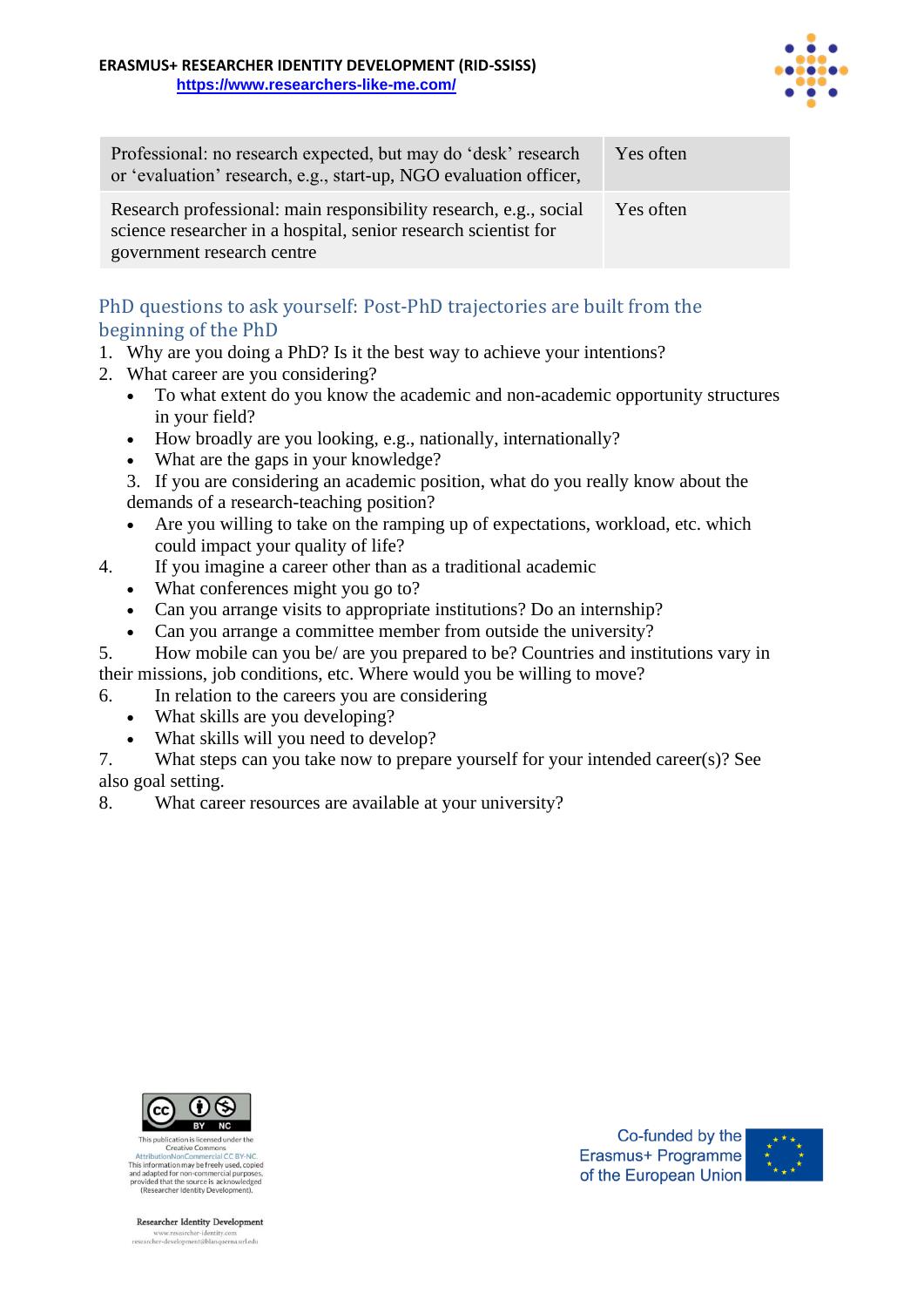| | |
|---|---|
| Professional: no research expected, but may do 'desk' research or 'evaluation' research, e.g., start-up, NGO evaluation officer, | Yes often |
| Research professional: main responsibility research, e.g., social science researcher in a hospital, senior research scientist for government research centre | Yes often |

## PhD questions to ask yourself: Post-PhD trajectories are built from the beginning of the PhD

1. Why are you doing a PhD? Is it the best way to achieve your intentions?
2. What career are you considering?
   - To what extent do you know the academic and non-academic opportunity structures in your field?
   - How broadly are you looking, e.g., nationally, internationally?
   - What are the gaps in your knowledge?

3. If you are considering an academic position, what do you really know about the demands of a research-teaching position?
   - Are you willing to take on the ramping up of expectations, workload, etc. which could impact your quality of life?

4. If you imagine a career other than as a traditional academic
   - What conferences might you go to?
   - Can you arrange visits to appropriate institutions? Do an internship?
   - Can you arrange a committee member from outside the university?

5. How mobile can you be/ are you prepared to be? Countries and institutions vary in their missions, job conditions, etc. Where would you be willing to move?

6. In relation to the careers you are considering
   - What skills are you developing?
   - What skills will you need to develop?

7. What steps can you take now to prepare yourself for your intended career(s)? See also goal setting.

8. What career resources are available at your university?

This publication is licensed under the Creative Commons AttributionNonCommercial CC BY-NC. This information may be freely used, copied and adapted for non-commercial purposes, provided that the source is acknowledged (Researcher Identity Development).

Researcher Identity Development
www.researcher-identity.com
researcher-development@blanquerna.url.edu

Co-funded by the Erasmus+ Programme of the European Union